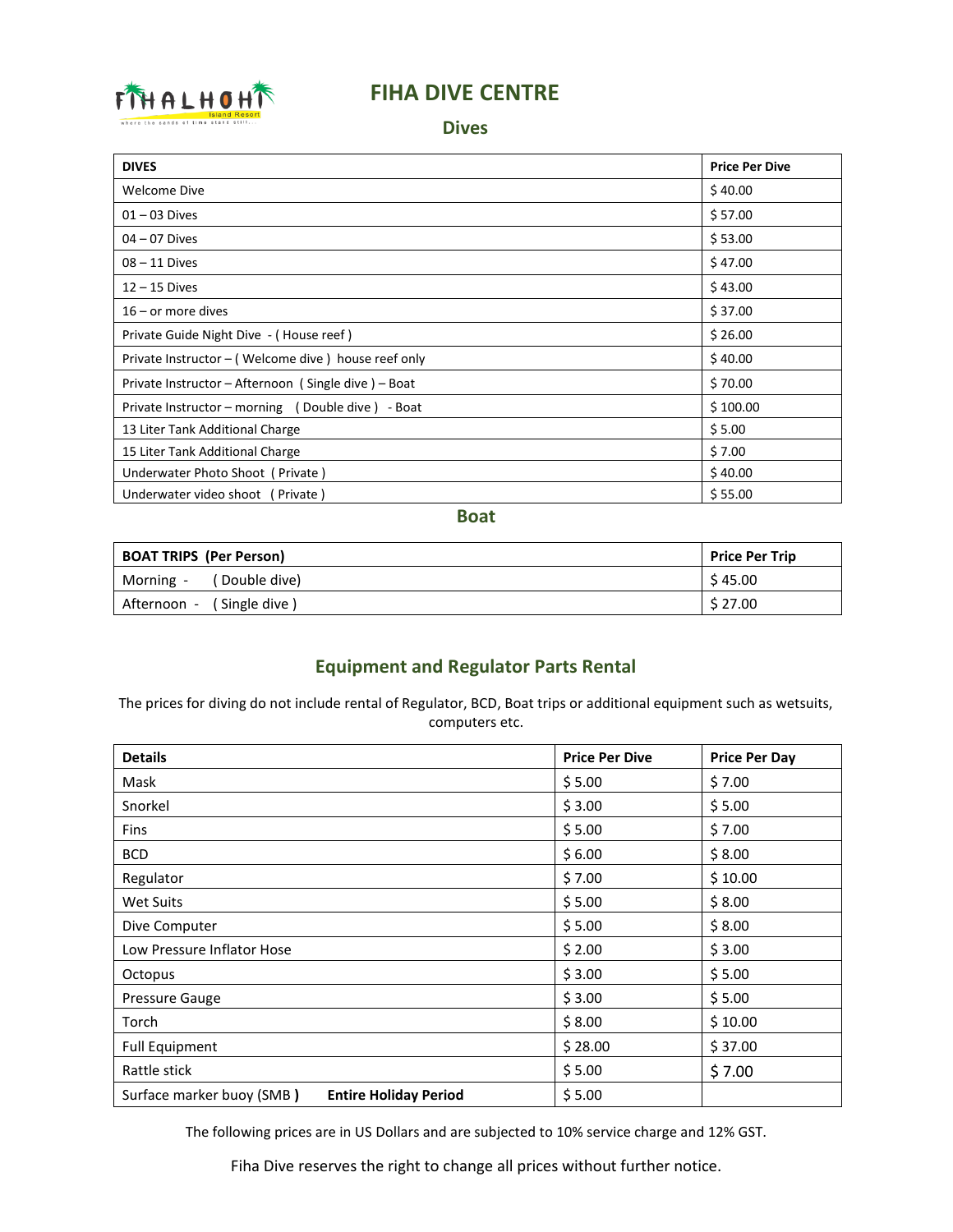# FIHA DIVE CENTRE

## Dives

| DIVES | Price Per Dive |
|---|---|
| Welcome Dive | $ 40.00 |
| 01 – 03 Dives | $ 57.00 |
| 04 – 07 Dives | $ 53.00 |
| 08 – 11 Dives | $ 47.00 |
| 12 – 15 Dives | $ 43.00 |
| 16 – or more dives | $ 37.00 |
| Private Guide Night Dive - ( House reef ) | $ 26.00 |
| Private Instructor – ( Welcome dive ) house reef only | $ 40.00 |
| Private Instructor – Afternoon ( Single dive ) – Boat | $ 70.00 |
| Private Instructor – morning ( Double dive ) - Boat | $ 100.00 |
| 13 Liter Tank Additional Charge | $ 5.00 |
| 15 Liter Tank Additional Charge | $ 7.00 |
| Underwater Photo Shoot ( Private ) | $ 40.00 |
| Underwater video shoot ( Private ) | $ 55.00 |

## Boat

| BOAT TRIPS (Per Person) | Price Per Trip |
|---|---|
| Morning - ( Double dive) | $ 45.00 |
| Afternoon - ( Single dive ) | $ 27.00 |

## Equipment and Regulator Parts Rental

The prices for diving do not include rental of Regulator, BCD, Boat trips or additional equipment such as wetsuits, computers etc.

| Details | Price Per Dive | Price Per Day |
|---|---|---|
| Mask | $ 5.00 | $ 7.00 |
| Snorkel | $ 3.00 | $ 5.00 |
| Fins | $ 5.00 | $ 7.00 |
| BCD | $ 6.00 | $ 8.00 |
| Regulator | $ 7.00 | $ 10.00 |
| Wet Suits | $ 5.00 | $ 8.00 |
| Dive Computer | $ 5.00 | $ 8.00 |
| Low Pressure Inflator Hose | $ 2.00 | $ 3.00 |
| Octopus | $ 3.00 | $ 5.00 |
| Pressure Gauge | $ 3.00 | $ 5.00 |
| Torch | $ 8.00 | $ 10.00 |
| Full Equipment | $ 28.00 | $ 37.00 |
| Rattle stick | $ 5.00 | $ 7.00 |
| Surface marker buoy (SMB) **Entire Holiday Period** | $ 5.00 | |

The following prices are in US Dollars and are subjected to 10% service charge and 12% GST.

Fiha Dive reserves the right to change all prices without further notice.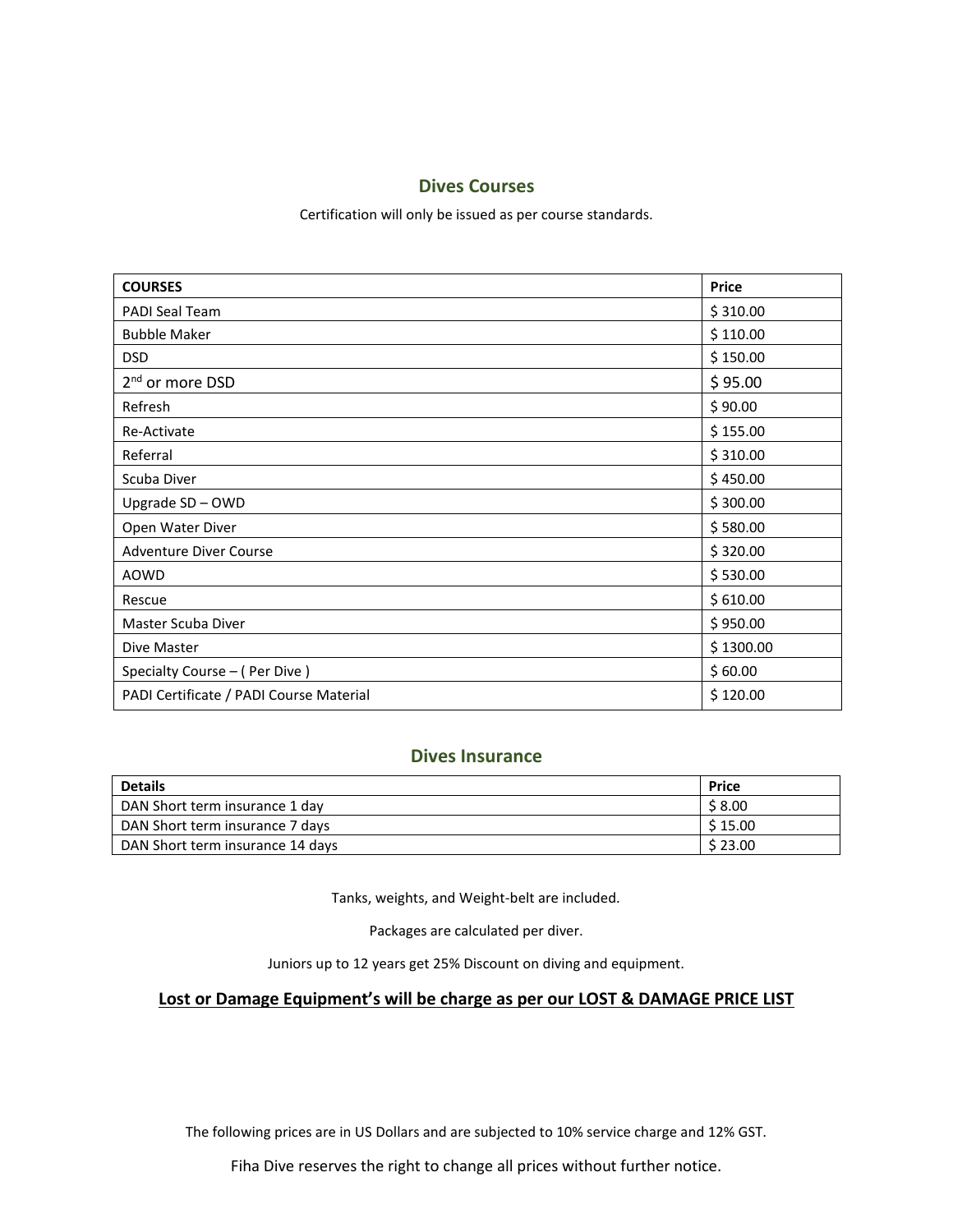## Dives Courses

Certification will only be issued as per course standards.

| COURSES | Price |
|---|---|
| PADI Seal Team | $ 310.00 |
| Bubble Maker | $ 110.00 |
| DSD | $ 150.00 |
| 2nd or more DSD | $ 95.00 |
| Refresh | $ 90.00 |
| Re-Activate | $ 155.00 |
| Referral | $ 310.00 |
| Scuba Diver | $ 450.00 |
| Upgrade SD – OWD | $ 300.00 |
| Open Water Diver | $ 580.00 |
| Adventure Diver Course | $ 320.00 |
| AOWD | $ 530.00 |
| Rescue | $ 610.00 |
| Master Scuba Diver | $ 950.00 |
| Dive Master | $ 1300.00 |
| Specialty Course – ( Per Dive ) | $ 60.00 |
| PADI Certificate / PADI Course Material | $ 120.00 |

## Dives Insurance

| Details | Price |
|---|---|
| DAN Short term insurance 1 day | $ 8.00 |
| DAN Short term insurance 7 days | $ 15.00 |
| DAN Short term insurance 14 days | $ 23.00 |

Tanks, weights, and Weight-belt are included.

Packages are calculated per diver.

Juniors up to 12 years get 25% Discount on diving and equipment.

**Lost or Damage Equipment's will be charge as per our LOST & DAMAGE PRICE LIST**

The following prices are in US Dollars and are subjected to 10% service charge and 12% GST.

Fiha Dive reserves the right to change all prices without further notice.